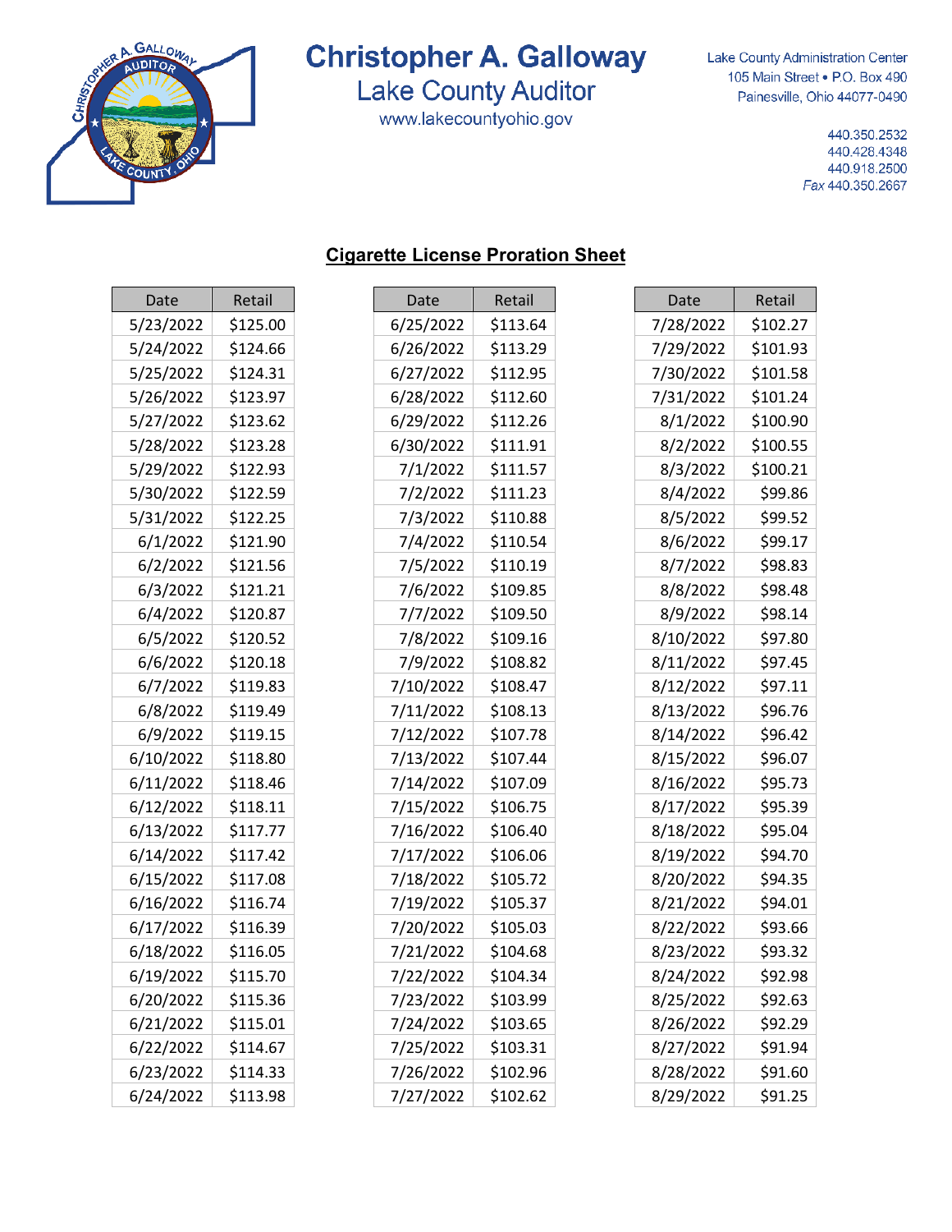# Christopher A. Galloway

## Lake County Auditor

www.lakecountyohio.gov

Lake County Administration Center
105 Main Street • P.O. Box 490
Painesville, Ohio 44077-0490

440.350.2532
440.428.4348
440.918.2500
*Fax* 440.350.2667

## Cigarette License Proration Sheet

| Date | Retail |
|---|---|
| 5/23/2022 | $125.00 |
| 5/24/2022 | $124.66 |
| 5/25/2022 | $124.31 |
| 5/26/2022 | $123.97 |
| 5/27/2022 | $123.62 |
| 5/28/2022 | $123.28 |
| 5/29/2022 | $122.93 |
| 5/30/2022 | $122.59 |
| 5/31/2022 | $122.25 |
| 6/1/2022 | $121.90 |
| 6/2/2022 | $121.56 |
| 6/3/2022 | $121.21 |
| 6/4/2022 | $120.87 |
| 6/5/2022 | $120.52 |
| 6/6/2022 | $120.18 |
| 6/7/2022 | $119.83 |
| 6/8/2022 | $119.49 |
| 6/9/2022 | $119.15 |
| 6/10/2022 | $118.80 |
| 6/11/2022 | $118.46 |
| 6/12/2022 | $118.11 |
| 6/13/2022 | $117.77 |
| 6/14/2022 | $117.42 |
| 6/15/2022 | $117.08 |
| 6/16/2022 | $116.74 |
| 6/17/2022 | $116.39 |
| 6/18/2022 | $116.05 |
| 6/19/2022 | $115.70 |
| 6/20/2022 | $115.36 |
| 6/21/2022 | $115.01 |
| 6/22/2022 | $114.67 |
| 6/23/2022 | $114.33 |
| 6/24/2022 | $113.98 |

| Date | Retail |
|---|---|
| 6/25/2022 | $113.64 |
| 6/26/2022 | $113.29 |
| 6/27/2022 | $112.95 |
| 6/28/2022 | $112.60 |
| 6/29/2022 | $112.26 |
| 6/30/2022 | $111.91 |
| 7/1/2022 | $111.57 |
| 7/2/2022 | $111.23 |
| 7/3/2022 | $110.88 |
| 7/4/2022 | $110.54 |
| 7/5/2022 | $110.19 |
| 7/6/2022 | $109.85 |
| 7/7/2022 | $109.50 |
| 7/8/2022 | $109.16 |
| 7/9/2022 | $108.82 |
| 7/10/2022 | $108.47 |
| 7/11/2022 | $108.13 |
| 7/12/2022 | $107.78 |
| 7/13/2022 | $107.44 |
| 7/14/2022 | $107.09 |
| 7/15/2022 | $106.75 |
| 7/16/2022 | $106.40 |
| 7/17/2022 | $106.06 |
| 7/18/2022 | $105.72 |
| 7/19/2022 | $105.37 |
| 7/20/2022 | $105.03 |
| 7/21/2022 | $104.68 |
| 7/22/2022 | $104.34 |
| 7/23/2022 | $103.99 |
| 7/24/2022 | $103.65 |
| 7/25/2022 | $103.31 |
| 7/26/2022 | $102.96 |
| 7/27/2022 | $102.62 |

| Date | Retail |
|---|---|
| 7/28/2022 | $102.27 |
| 7/29/2022 | $101.93 |
| 7/30/2022 | $101.58 |
| 7/31/2022 | $101.24 |
| 8/1/2022 | $100.90 |
| 8/2/2022 | $100.55 |
| 8/3/2022 | $100.21 |
| 8/4/2022 | $99.86 |
| 8/5/2022 | $99.52 |
| 8/6/2022 | $99.17 |
| 8/7/2022 | $98.83 |
| 8/8/2022 | $98.48 |
| 8/9/2022 | $98.14 |
| 8/10/2022 | $97.80 |
| 8/11/2022 | $97.45 |
| 8/12/2022 | $97.11 |
| 8/13/2022 | $96.76 |
| 8/14/2022 | $96.42 |
| 8/15/2022 | $96.07 |
| 8/16/2022 | $95.73 |
| 8/17/2022 | $95.39 |
| 8/18/2022 | $95.04 |
| 8/19/2022 | $94.70 |
| 8/20/2022 | $94.35 |
| 8/21/2022 | $94.01 |
| 8/22/2022 | $93.66 |
| 8/23/2022 | $93.32 |
| 8/24/2022 | $92.98 |
| 8/25/2022 | $92.63 |
| 8/26/2022 | $92.29 |
| 8/27/2022 | $91.94 |
| 8/28/2022 | $91.60 |
| 8/29/2022 | $91.25 |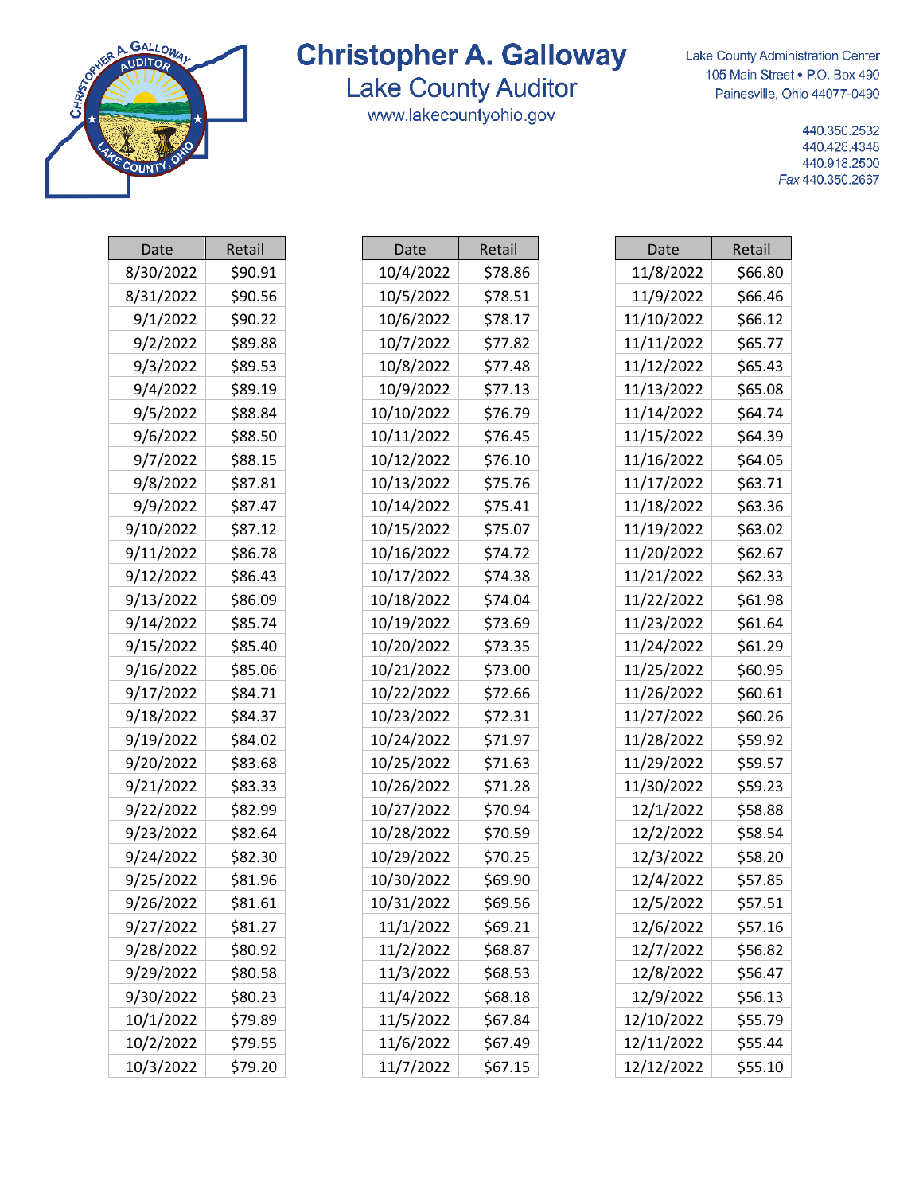# Christopher A. Galloway
## Lake County Auditor

www.lakecountyohio.gov

Lake County Administration Center
105 Main Street • P.O. Box 490
Painesville, Ohio 44077-0490

440.350.2532
440.428.4348
440.918.2500
*Fax* 440.350.2667

| Date | Retail |
|---|---|
| 8/30/2022 | $90.91 |
| 8/31/2022 | $90.56 |
| 9/1/2022 | $90.22 |
| 9/2/2022 | $89.88 |
| 9/3/2022 | $89.53 |
| 9/4/2022 | $89.19 |
| 9/5/2022 | $88.84 |
| 9/6/2022 | $88.50 |
| 9/7/2022 | $88.15 |
| 9/8/2022 | $87.81 |
| 9/9/2022 | $87.47 |
| 9/10/2022 | $87.12 |
| 9/11/2022 | $86.78 |
| 9/12/2022 | $86.43 |
| 9/13/2022 | $86.09 |
| 9/14/2022 | $85.74 |
| 9/15/2022 | $85.40 |
| 9/16/2022 | $85.06 |
| 9/17/2022 | $84.71 |
| 9/18/2022 | $84.37 |
| 9/19/2022 | $84.02 |
| 9/20/2022 | $83.68 |
| 9/21/2022 | $83.33 |
| 9/22/2022 | $82.99 |
| 9/23/2022 | $82.64 |
| 9/24/2022 | $82.30 |
| 9/25/2022 | $81.96 |
| 9/26/2022 | $81.61 |
| 9/27/2022 | $81.27 |
| 9/28/2022 | $80.92 |
| 9/29/2022 | $80.58 |
| 9/30/2022 | $80.23 |
| 10/1/2022 | $79.89 |
| 10/2/2022 | $79.55 |
| 10/3/2022 | $79.20 |

| Date | Retail |
|---|---|
| 10/4/2022 | $78.86 |
| 10/5/2022 | $78.51 |
| 10/6/2022 | $78.17 |
| 10/7/2022 | $77.82 |
| 10/8/2022 | $77.48 |
| 10/9/2022 | $77.13 |
| 10/10/2022 | $76.79 |
| 10/11/2022 | $76.45 |
| 10/12/2022 | $76.10 |
| 10/13/2022 | $75.76 |
| 10/14/2022 | $75.41 |
| 10/15/2022 | $75.07 |
| 10/16/2022 | $74.72 |
| 10/17/2022 | $74.38 |
| 10/18/2022 | $74.04 |
| 10/19/2022 | $73.69 |
| 10/20/2022 | $73.35 |
| 10/21/2022 | $73.00 |
| 10/22/2022 | $72.66 |
| 10/23/2022 | $72.31 |
| 10/24/2022 | $71.97 |
| 10/25/2022 | $71.63 |
| 10/26/2022 | $71.28 |
| 10/27/2022 | $70.94 |
| 10/28/2022 | $70.59 |
| 10/29/2022 | $70.25 |
| 10/30/2022 | $69.90 |
| 10/31/2022 | $69.56 |
| 11/1/2022 | $69.21 |
| 11/2/2022 | $68.87 |
| 11/3/2022 | $68.53 |
| 11/4/2022 | $68.18 |
| 11/5/2022 | $67.84 |
| 11/6/2022 | $67.49 |
| 11/7/2022 | $67.15 |

| Date | Retail |
|---|---|
| 11/8/2022 | $66.80 |
| 11/9/2022 | $66.46 |
| 11/10/2022 | $66.12 |
| 11/11/2022 | $65.77 |
| 11/12/2022 | $65.43 |
| 11/13/2022 | $65.08 |
| 11/14/2022 | $64.74 |
| 11/15/2022 | $64.39 |
| 11/16/2022 | $64.05 |
| 11/17/2022 | $63.71 |
| 11/18/2022 | $63.36 |
| 11/19/2022 | $63.02 |
| 11/20/2022 | $62.67 |
| 11/21/2022 | $62.33 |
| 11/22/2022 | $61.98 |
| 11/23/2022 | $61.64 |
| 11/24/2022 | $61.29 |
| 11/25/2022 | $60.95 |
| 11/26/2022 | $60.61 |
| 11/27/2022 | $60.26 |
| 11/28/2022 | $59.92 |
| 11/29/2022 | $59.57 |
| 11/30/2022 | $59.23 |
| 12/1/2022 | $58.88 |
| 12/2/2022 | $58.54 |
| 12/3/2022 | $58.20 |
| 12/4/2022 | $57.85 |
| 12/5/2022 | $57.51 |
| 12/6/2022 | $57.16 |
| 12/7/2022 | $56.82 |
| 12/8/2022 | $56.47 |
| 12/9/2022 | $56.13 |
| 12/10/2022 | $55.79 |
| 12/11/2022 | $55.44 |
| 12/12/2022 | $55.10 |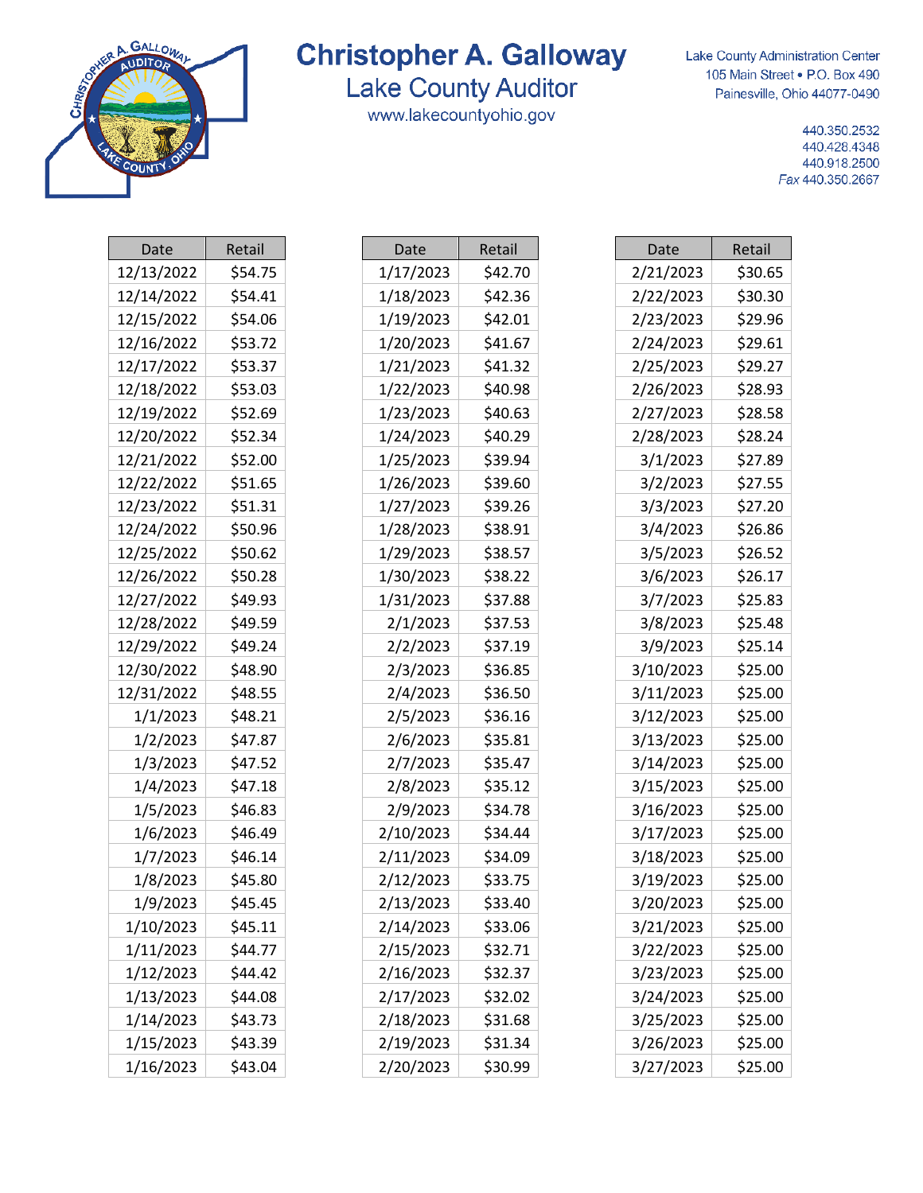# Christopher A. Galloway
## Lake County Auditor
www.lakecountyohio.gov

Lake County Administration Center
105 Main Street • P.O. Box 490
Painesville, Ohio 44077-0490

440.350.2532
440.428.4348
440.918.2500
*Fax* 440.350.2667

| Date | Retail |
|---|---|
| 12/13/2022 | $54.75 |
| 12/14/2022 | $54.41 |
| 12/15/2022 | $54.06 |
| 12/16/2022 | $53.72 |
| 12/17/2022 | $53.37 |
| 12/18/2022 | $53.03 |
| 12/19/2022 | $52.69 |
| 12/20/2022 | $52.34 |
| 12/21/2022 | $52.00 |
| 12/22/2022 | $51.65 |
| 12/23/2022 | $51.31 |
| 12/24/2022 | $50.96 |
| 12/25/2022 | $50.62 |
| 12/26/2022 | $50.28 |
| 12/27/2022 | $49.93 |
| 12/28/2022 | $49.59 |
| 12/29/2022 | $49.24 |
| 12/30/2022 | $48.90 |
| 12/31/2022 | $48.55 |
| 1/1/2023 | $48.21 |
| 1/2/2023 | $47.87 |
| 1/3/2023 | $47.52 |
| 1/4/2023 | $47.18 |
| 1/5/2023 | $46.83 |
| 1/6/2023 | $46.49 |
| 1/7/2023 | $46.14 |
| 1/8/2023 | $45.80 |
| 1/9/2023 | $45.45 |
| 1/10/2023 | $45.11 |
| 1/11/2023 | $44.77 |
| 1/12/2023 | $44.42 |
| 1/13/2023 | $44.08 |
| 1/14/2023 | $43.73 |
| 1/15/2023 | $43.39 |
| 1/16/2023 | $43.04 |

| Date | Retail |
|---|---|
| 1/17/2023 | $42.70 |
| 1/18/2023 | $42.36 |
| 1/19/2023 | $42.01 |
| 1/20/2023 | $41.67 |
| 1/21/2023 | $41.32 |
| 1/22/2023 | $40.98 |
| 1/23/2023 | $40.63 |
| 1/24/2023 | $40.29 |
| 1/25/2023 | $39.94 |
| 1/26/2023 | $39.60 |
| 1/27/2023 | $39.26 |
| 1/28/2023 | $38.91 |
| 1/29/2023 | $38.57 |
| 1/30/2023 | $38.22 |
| 1/31/2023 | $37.88 |
| 2/1/2023 | $37.53 |
| 2/2/2023 | $37.19 |
| 2/3/2023 | $36.85 |
| 2/4/2023 | $36.50 |
| 2/5/2023 | $36.16 |
| 2/6/2023 | $35.81 |
| 2/7/2023 | $35.47 |
| 2/8/2023 | $35.12 |
| 2/9/2023 | $34.78 |
| 2/10/2023 | $34.44 |
| 2/11/2023 | $34.09 |
| 2/12/2023 | $33.75 |
| 2/13/2023 | $33.40 |
| 2/14/2023 | $33.06 |
| 2/15/2023 | $32.71 |
| 2/16/2023 | $32.37 |
| 2/17/2023 | $32.02 |
| 2/18/2023 | $31.68 |
| 2/19/2023 | $31.34 |
| 2/20/2023 | $30.99 |

| Date | Retail |
|---|---|
| 2/21/2023 | $30.65 |
| 2/22/2023 | $30.30 |
| 2/23/2023 | $29.96 |
| 2/24/2023 | $29.61 |
| 2/25/2023 | $29.27 |
| 2/26/2023 | $28.93 |
| 2/27/2023 | $28.58 |
| 2/28/2023 | $28.24 |
| 3/1/2023 | $27.89 |
| 3/2/2023 | $27.55 |
| 3/3/2023 | $27.20 |
| 3/4/2023 | $26.86 |
| 3/5/2023 | $26.52 |
| 3/6/2023 | $26.17 |
| 3/7/2023 | $25.83 |
| 3/8/2023 | $25.48 |
| 3/9/2023 | $25.14 |
| 3/10/2023 | $25.00 |
| 3/11/2023 | $25.00 |
| 3/12/2023 | $25.00 |
| 3/13/2023 | $25.00 |
| 3/14/2023 | $25.00 |
| 3/15/2023 | $25.00 |
| 3/16/2023 | $25.00 |
| 3/17/2023 | $25.00 |
| 3/18/2023 | $25.00 |
| 3/19/2023 | $25.00 |
| 3/20/2023 | $25.00 |
| 3/21/2023 | $25.00 |
| 3/22/2023 | $25.00 |
| 3/23/2023 | $25.00 |
| 3/24/2023 | $25.00 |
| 3/25/2023 | $25.00 |
| 3/26/2023 | $25.00 |
| 3/27/2023 | $25.00 |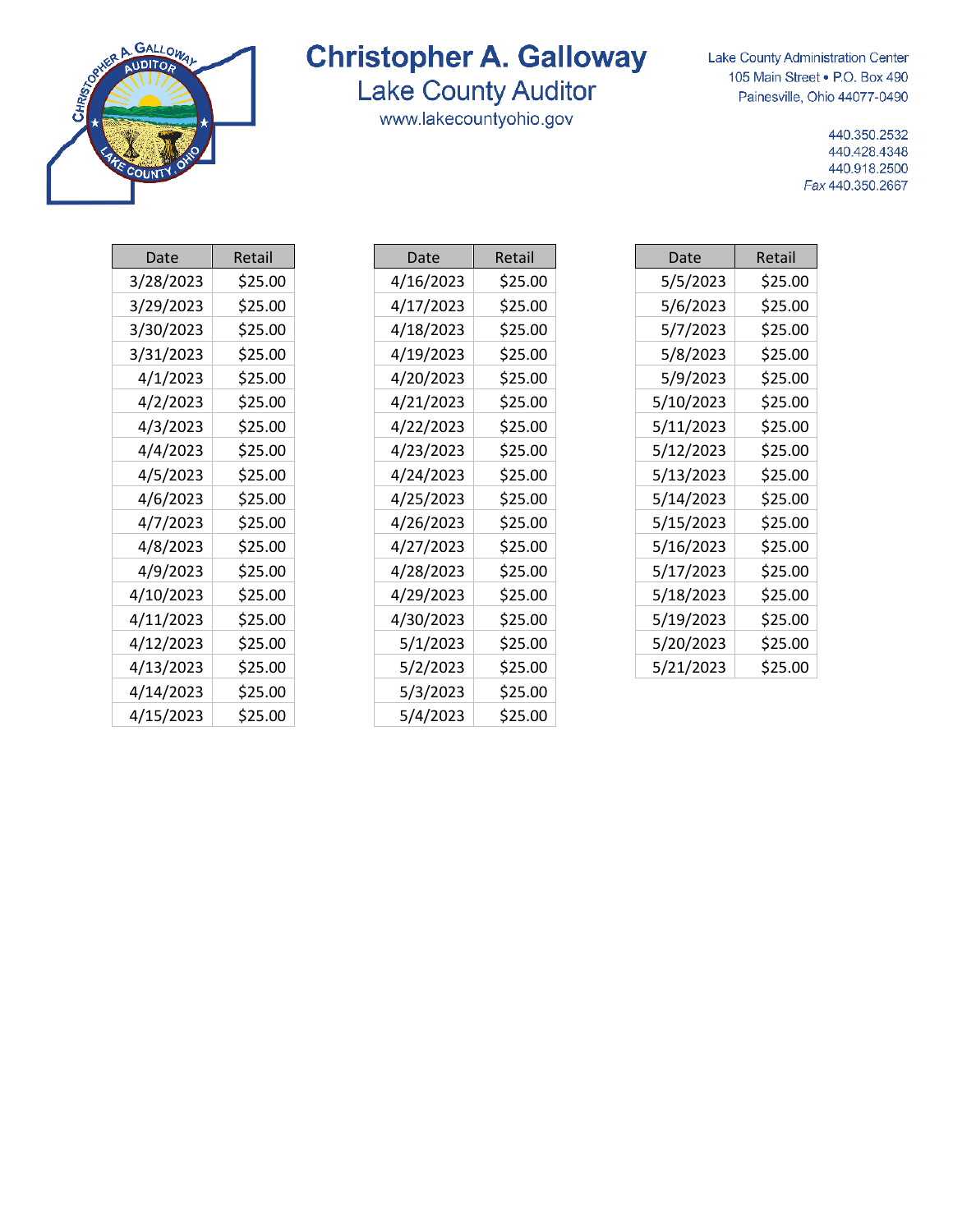# Christopher A. Galloway

## Lake County Auditor

www.lakecountyohio.gov

Lake County Administration Center
105 Main Street • P.O. Box 490
Painesville, Ohio 44077-0490

440.350.2532
440.428.4348
440.918.2500
*Fax* 440.350.2667

| Date | Retail |
|---|---|
| 3/28/2023 | $25.00 |
| 3/29/2023 | $25.00 |
| 3/30/2023 | $25.00 |
| 3/31/2023 | $25.00 |
| 4/1/2023 | $25.00 |
| 4/2/2023 | $25.00 |
| 4/3/2023 | $25.00 |
| 4/4/2023 | $25.00 |
| 4/5/2023 | $25.00 |
| 4/6/2023 | $25.00 |
| 4/7/2023 | $25.00 |
| 4/8/2023 | $25.00 |
| 4/9/2023 | $25.00 |
| 4/10/2023 | $25.00 |
| 4/11/2023 | $25.00 |
| 4/12/2023 | $25.00 |
| 4/13/2023 | $25.00 |
| 4/14/2023 | $25.00 |
| 4/15/2023 | $25.00 |

| Date | Retail |
|---|---|
| 4/16/2023 | $25.00 |
| 4/17/2023 | $25.00 |
| 4/18/2023 | $25.00 |
| 4/19/2023 | $25.00 |
| 4/20/2023 | $25.00 |
| 4/21/2023 | $25.00 |
| 4/22/2023 | $25.00 |
| 4/23/2023 | $25.00 |
| 4/24/2023 | $25.00 |
| 4/25/2023 | $25.00 |
| 4/26/2023 | $25.00 |
| 4/27/2023 | $25.00 |
| 4/28/2023 | $25.00 |
| 4/29/2023 | $25.00 |
| 4/30/2023 | $25.00 |
| 5/1/2023 | $25.00 |
| 5/2/2023 | $25.00 |
| 5/3/2023 | $25.00 |
| 5/4/2023 | $25.00 |

| Date | Retail |
|---|---|
| 5/5/2023 | $25.00 |
| 5/6/2023 | $25.00 |
| 5/7/2023 | $25.00 |
| 5/8/2023 | $25.00 |
| 5/9/2023 | $25.00 |
| 5/10/2023 | $25.00 |
| 5/11/2023 | $25.00 |
| 5/12/2023 | $25.00 |
| 5/13/2023 | $25.00 |
| 5/14/2023 | $25.00 |
| 5/15/2023 | $25.00 |
| 5/16/2023 | $25.00 |
| 5/17/2023 | $25.00 |
| 5/18/2023 | $25.00 |
| 5/19/2023 | $25.00 |
| 5/20/2023 | $25.00 |
| 5/21/2023 | $25.00 |